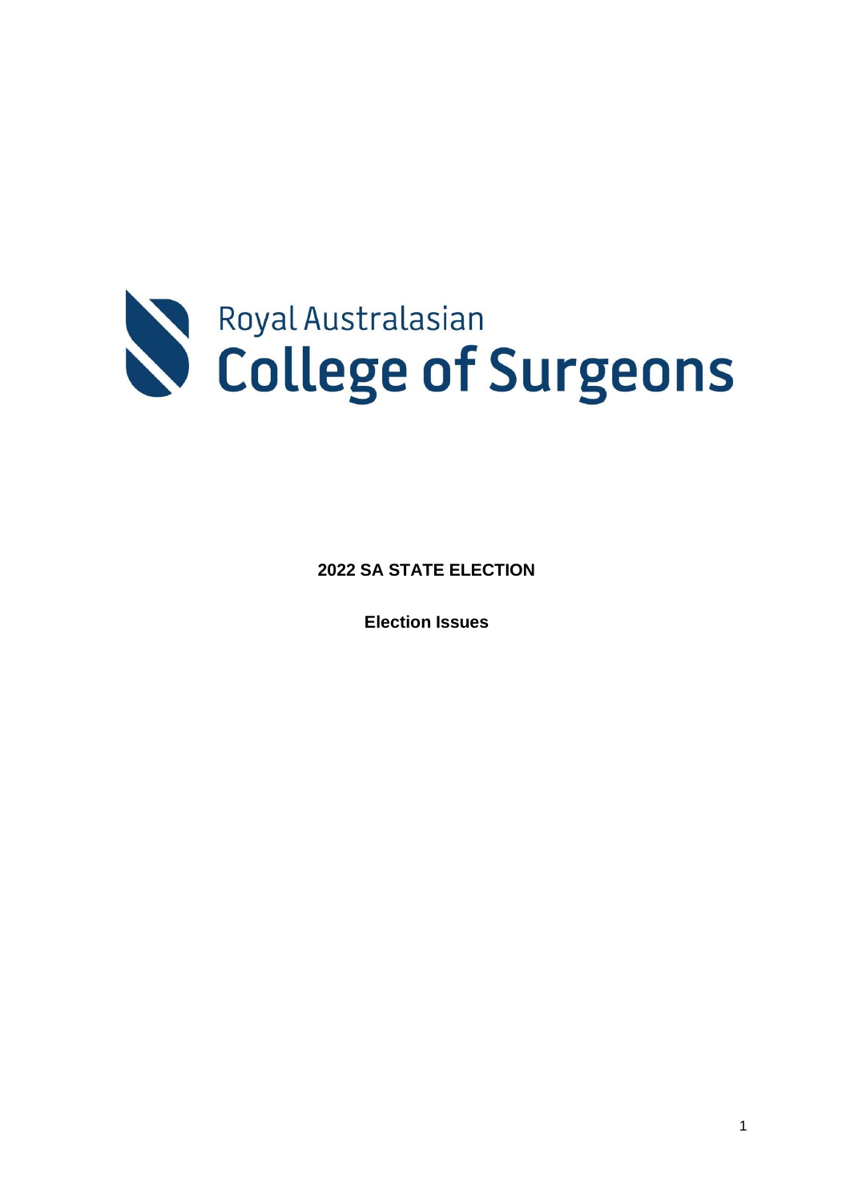Royal Australasian

College of Surgeons

**2022 SA STATE ELECTION**

**Election Issues**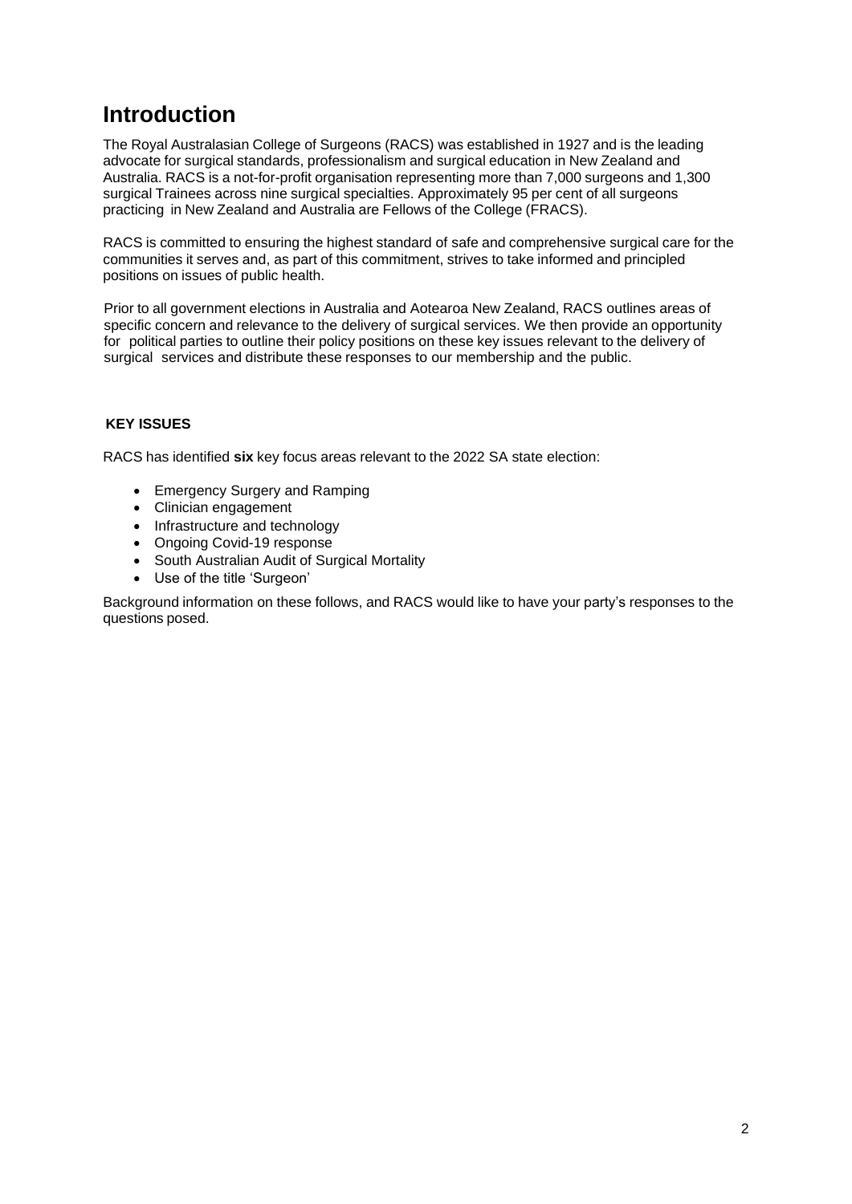# Introduction

The Royal Australasian College of Surgeons (RACS) was established in 1927 and is the leading advocate for surgical standards, professionalism and surgical education in New Zealand and Australia. RACS is a not-for-profit organisation representing more than 7,000 surgeons and 1,300 surgical Trainees across nine surgical specialties. Approximately 95 per cent of all surgeons practicing in New Zealand and Australia are Fellows of the College (FRACS).

RACS is committed to ensuring the highest standard of safe and comprehensive surgical care for the communities it serves and, as part of this commitment, strives to take informed and principled positions on issues of public health.

Prior to all government elections in Australia and Aotearoa New Zealand, RACS outlines areas of specific concern and relevance to the delivery of surgical services. We then provide an opportunity for political parties to outline their policy positions on these key issues relevant to the delivery of surgical services and distribute these responses to our membership and the public.

**KEY ISSUES**

RACS has identified **six** key focus areas relevant to the 2022 SA state election:

- Emergency Surgery and Ramping
- Clinician engagement
- Infrastructure and technology
- Ongoing Covid-19 response
- South Australian Audit of Surgical Mortality
- Use of the title 'Surgeon'

Background information on these follows, and RACS would like to have your party's responses to the questions posed.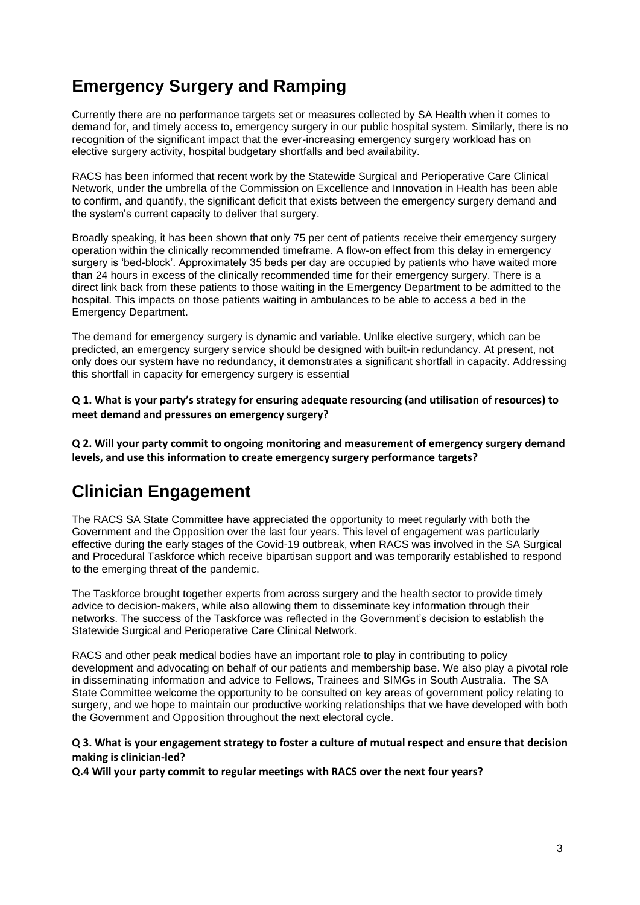## Emergency Surgery and Ramping

Currently there are no performance targets set or measures collected by SA Health when it comes to demand for, and timely access to, emergency surgery in our public hospital system. Similarly, there is no recognition of the significant impact that the ever-increasing emergency surgery workload has on elective surgery activity, hospital budgetary shortfalls and bed availability.

RACS has been informed that recent work by the Statewide Surgical and Perioperative Care Clinical Network, under the umbrella of the Commission on Excellence and Innovation in Health has been able to confirm, and quantify, the significant deficit that exists between the emergency surgery demand and the system's current capacity to deliver that surgery.

Broadly speaking, it has been shown that only 75 per cent of patients receive their emergency surgery operation within the clinically recommended timeframe. A flow-on effect from this delay in emergency surgery is 'bed-block'. Approximately 35 beds per day are occupied by patients who have waited more than 24 hours in excess of the clinically recommended time for their emergency surgery. There is a direct link back from these patients to those waiting in the Emergency Department to be admitted to the hospital. This impacts on those patients waiting in ambulances to be able to access a bed in the Emergency Department.

The demand for emergency surgery is dynamic and variable. Unlike elective surgery, which can be predicted, an emergency surgery service should be designed with built-in redundancy. At present, not only does our system have no redundancy, it demonstrates a significant shortfall in capacity. Addressing this shortfall in capacity for emergency surgery is essential

**Q 1. What is your party's strategy for ensuring adequate resourcing (and utilisation of resources) to meet demand and pressures on emergency surgery?**

**Q 2. Will your party commit to ongoing monitoring and measurement of emergency surgery demand levels, and use this information to create emergency surgery performance targets?**

## Clinician Engagement

The RACS SA State Committee have appreciated the opportunity to meet regularly with both the Government and the Opposition over the last four years. This level of engagement was particularly effective during the early stages of the Covid-19 outbreak, when RACS was involved in the SA Surgical and Procedural Taskforce which receive bipartisan support and was temporarily established to respond to the emerging threat of the pandemic.

The Taskforce brought together experts from across surgery and the health sector to provide timely advice to decision-makers, while also allowing them to disseminate key information through their networks. The success of the Taskforce was reflected in the Government's decision to establish the Statewide Surgical and Perioperative Care Clinical Network.

RACS and other peak medical bodies have an important role to play in contributing to policy development and advocating on behalf of our patients and membership base. We also play a pivotal role in disseminating information and advice to Fellows, Trainees and SIMGs in South Australia. The SA State Committee welcome the opportunity to be consulted on key areas of government policy relating to surgery, and we hope to maintain our productive working relationships that we have developed with both the Government and Opposition throughout the next electoral cycle.

**Q 3. What is your engagement strategy to foster a culture of mutual respect and ensure that decision making is clinician-led?**

**Q.4 Will your party commit to regular meetings with RACS over the next four years?**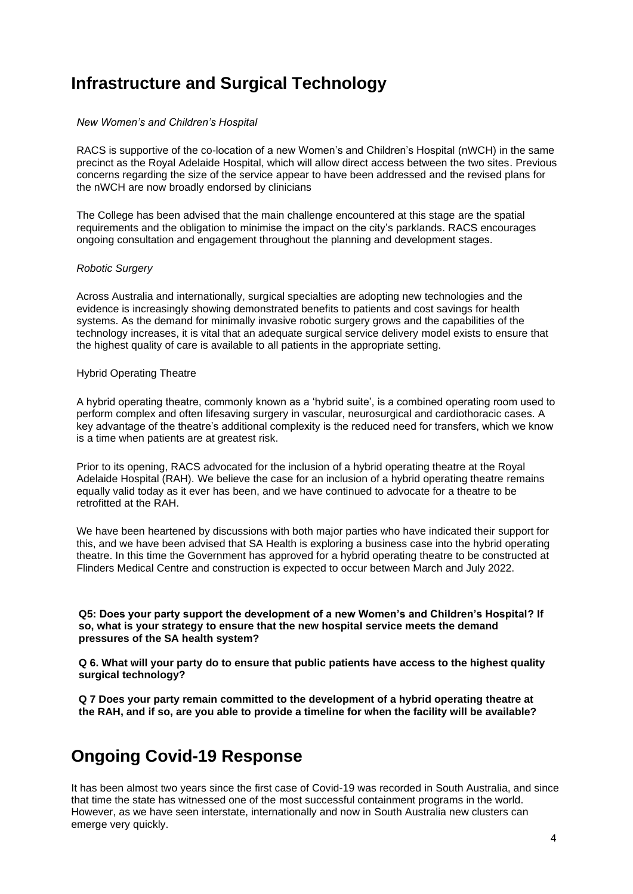## Infrastructure and Surgical Technology

*New Women's and Children's Hospital*

RACS is supportive of the co-location of a new Women's and Children's Hospital (nWCH) in the same precinct as the Royal Adelaide Hospital, which will allow direct access between the two sites. Previous concerns regarding the size of the service appear to have been addressed and the revised plans for the nWCH are now broadly endorsed by clinicians

The College has been advised that the main challenge encountered at this stage are the spatial requirements and the obligation to minimise the impact on the city's parklands. RACS encourages ongoing consultation and engagement throughout the planning and development stages.

*Robotic Surgery*

Across Australia and internationally, surgical specialties are adopting new technologies and the evidence is increasingly showing demonstrated benefits to patients and cost savings for health systems. As the demand for minimally invasive robotic surgery grows and the capabilities of the technology increases, it is vital that an adequate surgical service delivery model exists to ensure that the highest quality of care is available to all patients in the appropriate setting.

Hybrid Operating Theatre

A hybrid operating theatre, commonly known as a 'hybrid suite', is a combined operating room used to perform complex and often lifesaving surgery in vascular, neurosurgical and cardiothoracic cases. A key advantage of the theatre's additional complexity is the reduced need for transfers, which we know is a time when patients are at greatest risk.

Prior to its opening, RACS advocated for the inclusion of a hybrid operating theatre at the Royal Adelaide Hospital (RAH). We believe the case for an inclusion of a hybrid operating theatre remains equally valid today as it ever has been, and we have continued to advocate for a theatre to be retrofitted at the RAH.

We have been heartened by discussions with both major parties who have indicated their support for this, and we have been advised that SA Health is exploring a business case into the hybrid operating theatre. In this time the Government has approved for a hybrid operating theatre to be constructed at Flinders Medical Centre and construction is expected to occur between March and July 2022.

**Q5: Does your party support the development of a new Women's and Children's Hospital? If so, what is your strategy to ensure that the new hospital service meets the demand pressures of the SA health system?**

**Q 6. What will your party do to ensure that public patients have access to the highest quality surgical technology?**

**Q 7 Does your party remain committed to the development of a hybrid operating theatre at the RAH, and if so, are you able to provide a timeline for when the facility will be available?**

## Ongoing Covid-19 Response

It has been almost two years since the first case of Covid-19 was recorded in South Australia, and since that time the state has witnessed one of the most successful containment programs in the world. However, as we have seen interstate, internationally and now in South Australia new clusters can emerge very quickly.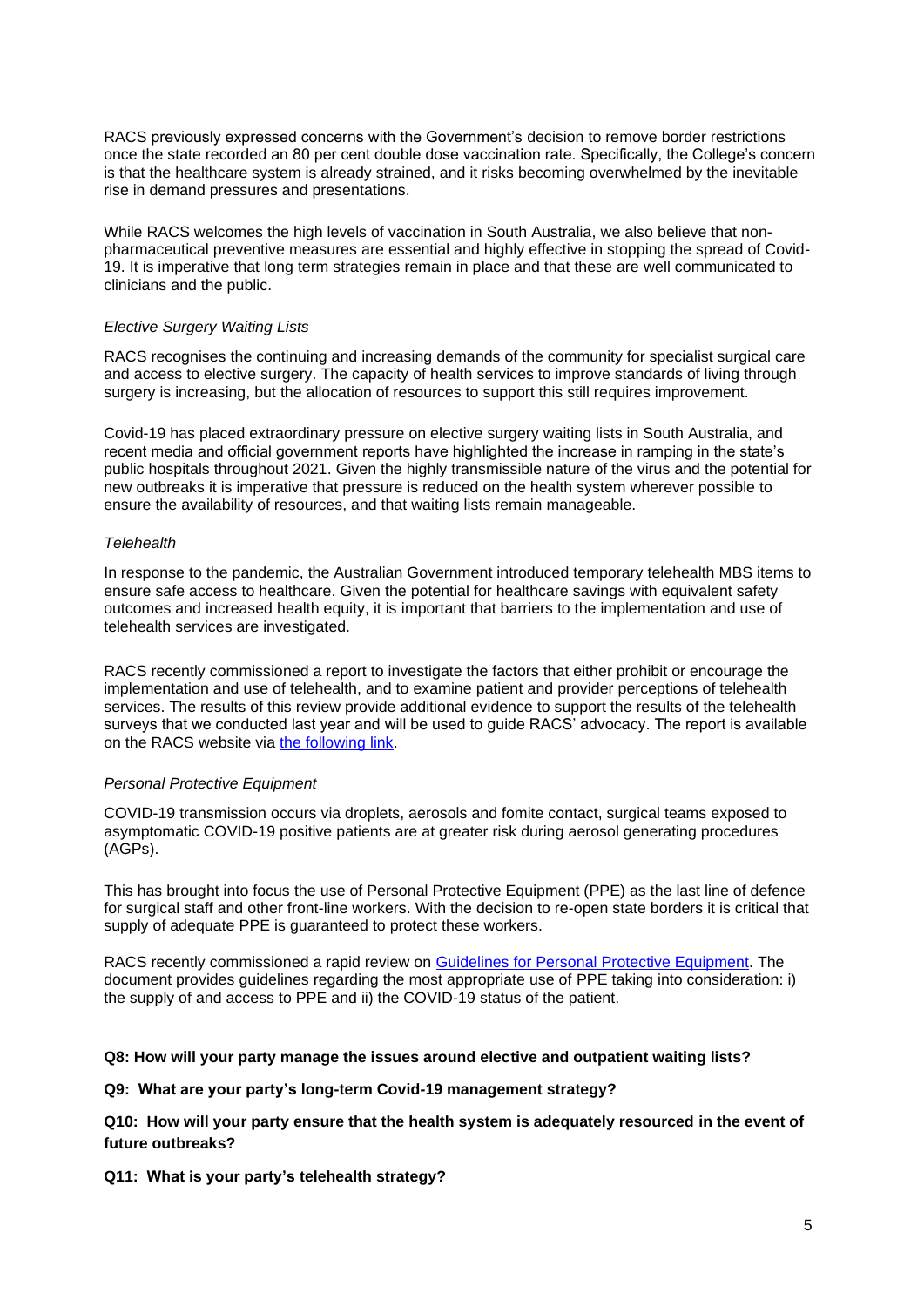RACS previously expressed concerns with the Government's decision to remove border restrictions once the state recorded an 80 per cent double dose vaccination rate. Specifically, the College's concern is that the healthcare system is already strained, and it risks becoming overwhelmed by the inevitable rise in demand pressures and presentations.

While RACS welcomes the high levels of vaccination in South Australia, we also believe that non-pharmaceutical preventive measures are essential and highly effective in stopping the spread of Covid-19. It is imperative that long term strategies remain in place and that these are well communicated to clinicians and the public.

*Elective Surgery Waiting Lists*

RACS recognises the continuing and increasing demands of the community for specialist surgical care and access to elective surgery. The capacity of health services to improve standards of living through surgery is increasing, but the allocation of resources to support this still requires improvement.

Covid-19 has placed extraordinary pressure on elective surgery waiting lists in South Australia, and recent media and official government reports have highlighted the increase in ramping in the state's public hospitals throughout 2021. Given the highly transmissible nature of the virus and the potential for new outbreaks it is imperative that pressure is reduced on the health system wherever possible to ensure the availability of resources, and that waiting lists remain manageable.

*Telehealth*

In response to the pandemic, the Australian Government introduced temporary telehealth MBS items to ensure safe access to healthcare. Given the potential for healthcare savings with equivalent safety outcomes and increased health equity, it is important that barriers to the implementation and use of telehealth services are investigated.

RACS recently commissioned a report to investigate the factors that either prohibit or encourage the implementation and use of telehealth, and to examine patient and provider perceptions of telehealth services. The results of this review provide additional evidence to support the results of the telehealth surveys that we conducted last year and will be used to guide RACS' advocacy. The report is available on the RACS website via the following link.

*Personal Protective Equipment*

COVID-19 transmission occurs via droplets, aerosols and fomite contact, surgical teams exposed to asymptomatic COVID-19 positive patients are at greater risk during aerosol generating procedures (AGPs).

This has brought into focus the use of Personal Protective Equipment (PPE) as the last line of defence for surgical staff and other front-line workers. With the decision to re-open state borders it is critical that supply of adequate PPE is guaranteed to protect these workers.

RACS recently commissioned a rapid review on Guidelines for Personal Protective Equipment. The document provides guidelines regarding the most appropriate use of PPE taking into consideration: i) the supply of and access to PPE and ii) the COVID-19 status of the patient.

**Q8: How will your party manage the issues around elective and outpatient waiting lists?**

**Q9: What are your party's long-term Covid-19 management strategy?**

**Q10: How will your party ensure that the health system is adequately resourced in the event of future outbreaks?**

**Q11: What is your party's telehealth strategy?**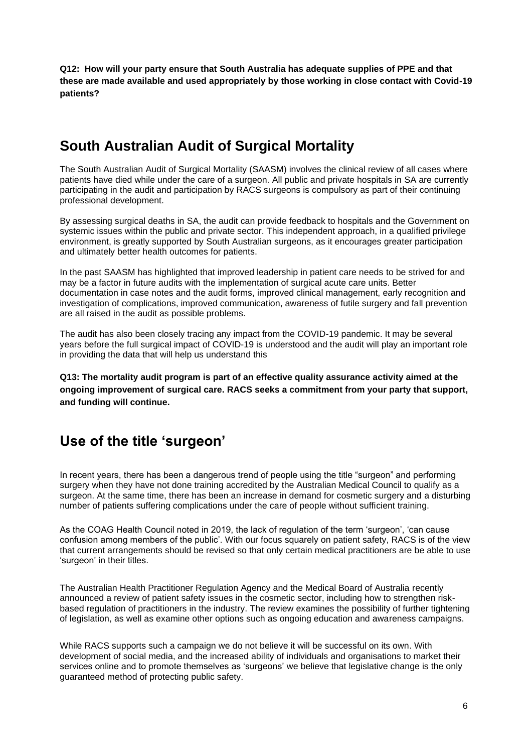**Q12: How will your party ensure that South Australia has adequate supplies of PPE and that these are made available and used appropriately by those working in close contact with Covid-19 patients?**

## South Australian Audit of Surgical Mortality

The South Australian Audit of Surgical Mortality (SAASM) involves the clinical review of all cases where patients have died while under the care of a surgeon. All public and private hospitals in SA are currently participating in the audit and participation by RACS surgeons is compulsory as part of their continuing professional development.

By assessing surgical deaths in SA, the audit can provide feedback to hospitals and the Government on systemic issues within the public and private sector. This independent approach, in a qualified privilege environment, is greatly supported by South Australian surgeons, as it encourages greater participation and ultimately better health outcomes for patients.

In the past SAASM has highlighted that improved leadership in patient care needs to be strived for and may be a factor in future audits with the implementation of surgical acute care units. Better documentation in case notes and the audit forms, improved clinical management, early recognition and investigation of complications, improved communication, awareness of futile surgery and fall prevention are all raised in the audit as possible problems.

The audit has also been closely tracing any impact from the COVID-19 pandemic. It may be several years before the full surgical impact of COVID-19 is understood and the audit will play an important role in providing the data that will help us understand this

**Q13: The mortality audit program is part of an effective quality assurance activity aimed at the ongoing improvement of surgical care. RACS seeks a commitment from your party that support, and funding will continue.**

## Use of the title 'surgeon'

In recent years, there has been a dangerous trend of people using the title "surgeon" and performing surgery when they have not done training accredited by the Australian Medical Council to qualify as a surgeon. At the same time, there has been an increase in demand for cosmetic surgery and a disturbing number of patients suffering complications under the care of people without sufficient training.

As the COAG Health Council noted in 2019, the lack of regulation of the term 'surgeon', 'can cause confusion among members of the public'. With our focus squarely on patient safety, RACS is of the view that current arrangements should be revised so that only certain medical practitioners are be able to use 'surgeon' in their titles.

The Australian Health Practitioner Regulation Agency and the Medical Board of Australia recently announced a review of patient safety issues in the cosmetic sector, including how to strengthen risk-based regulation of practitioners in the industry. The review examines the possibility of further tightening of legislation, as well as examine other options such as ongoing education and awareness campaigns.

While RACS supports such a campaign we do not believe it will be successful on its own. With development of social media, and the increased ability of individuals and organisations to market their services online and to promote themselves as 'surgeons' we believe that legislative change is the only guaranteed method of protecting public safety.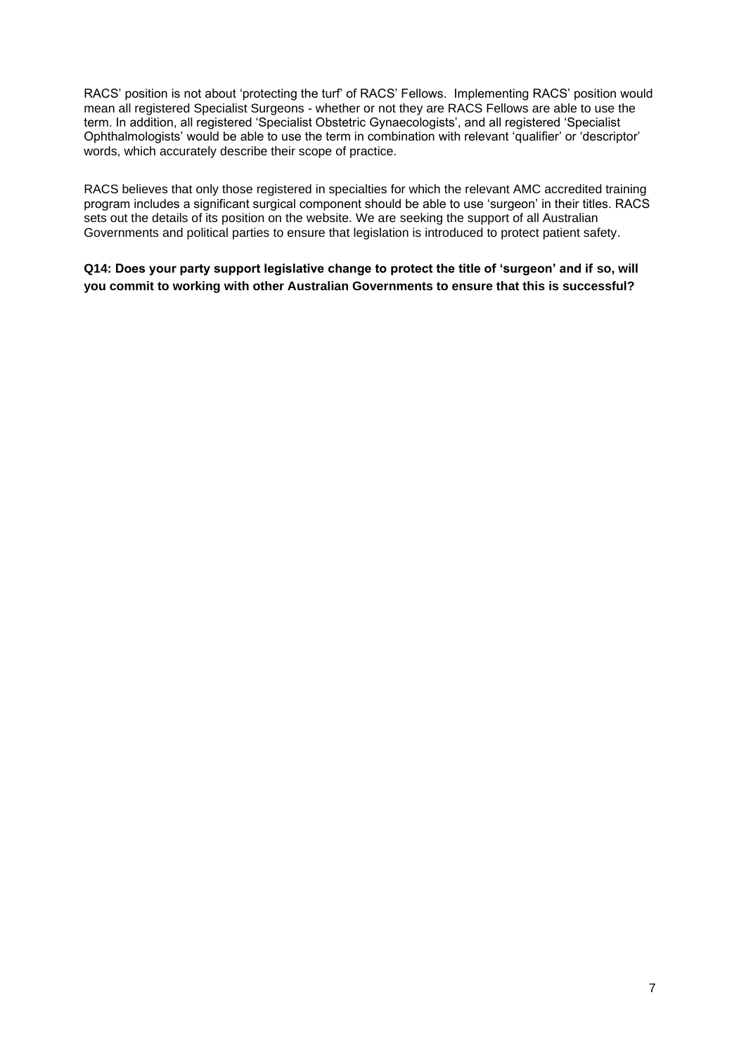RACS' position is not about 'protecting the turf' of RACS' Fellows. Implementing RACS' position would mean all registered Specialist Surgeons - whether or not they are RACS Fellows are able to use the term. In addition, all registered 'Specialist Obstetric Gynaecologists', and all registered 'Specialist Ophthalmologists' would be able to use the term in combination with relevant 'qualifier' or 'descriptor' words, which accurately describe their scope of practice.

RACS believes that only those registered in specialties for which the relevant AMC accredited training program includes a significant surgical component should be able to use 'surgeon' in their titles. RACS sets out the details of its position on the website. We are seeking the support of all Australian Governments and political parties to ensure that legislation is introduced to protect patient safety.

**Q14: Does your party support legislative change to protect the title of 'surgeon' and if so, will you commit to working with other Australian Governments to ensure that this is successful?**